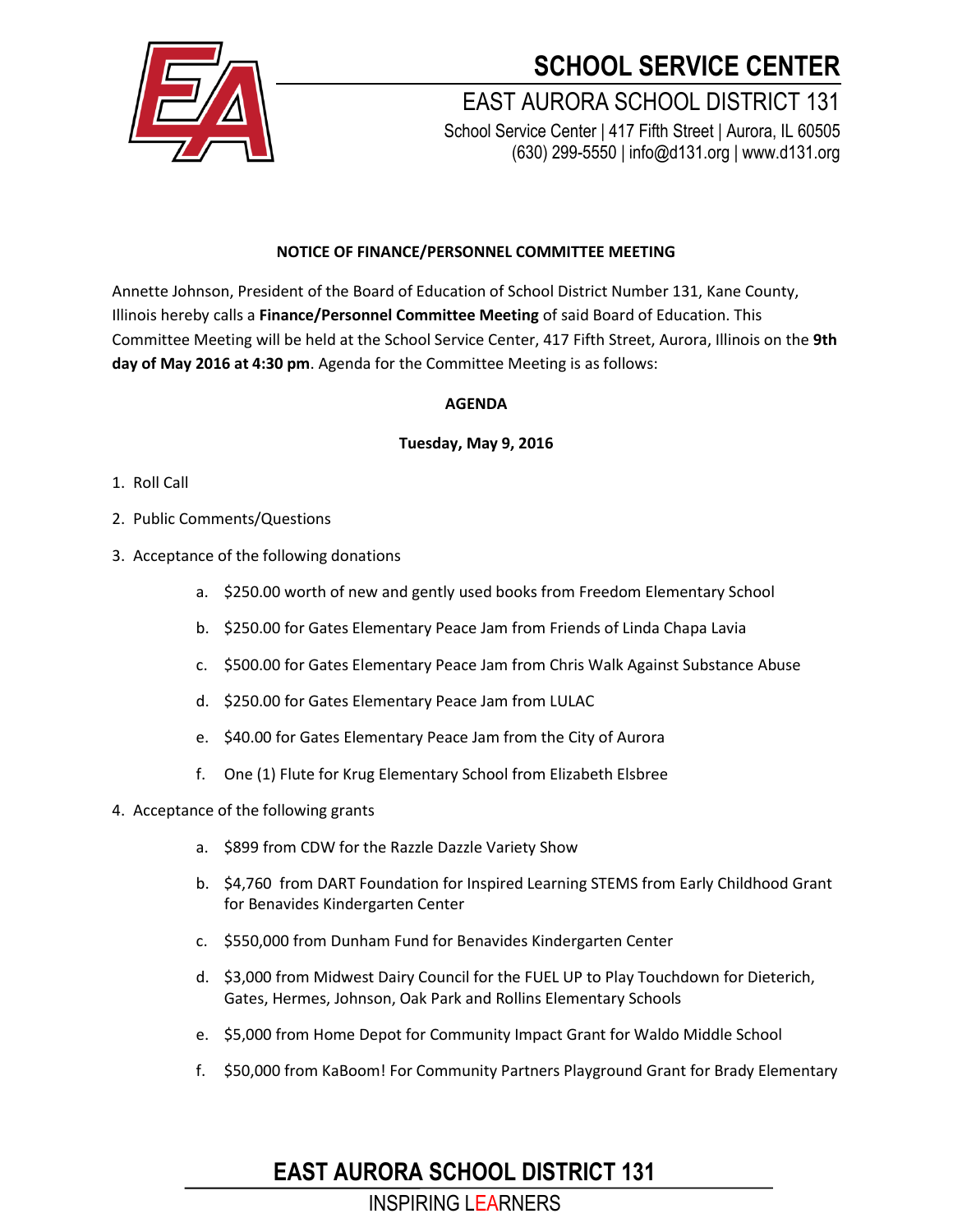# SCHOOL SERVICE CENTER

## EAST AURORA SCHOOL DISTRICT 131

School Service Center | 417 Fifth Street | Aurora, IL 60505
(630) 299-5550 | info@d131.org | www.d131.org

**NOTICE OF FINANCE/PERSONNEL COMMITTEE MEETING**

Annette Johnson, President of the Board of Education of School District Number 131, Kane County, Illinois hereby calls a **Finance/Personnel Committee Meeting** of said Board of Education. This Committee Meeting will be held at the School Service Center, 417 Fifth Street, Aurora, Illinois on the **9th day of May 2016 at 4:30 pm**. Agenda for the Committee Meeting is as follows:

**AGENDA**

**Tuesday, May 9, 2016**

1. Roll Call
2. Public Comments/Questions
3. Acceptance of the following donations
   a. $250.00 worth of new and gently used books from Freedom Elementary School
   b. $250.00 for Gates Elementary Peace Jam from Friends of Linda Chapa Lavia
   c. $500.00 for Gates Elementary Peace Jam from Chris Walk Against Substance Abuse
   d. $250.00 for Gates Elementary Peace Jam from LULAC
   e. $40.00 for Gates Elementary Peace Jam from the City of Aurora
   f. One (1) Flute for Krug Elementary School from Elizabeth Elsbree
4. Acceptance of the following grants
   a. $899 from CDW for the Razzle Dazzle Variety Show
   b. $4,760 from DART Foundation for Inspired Learning STEMS from Early Childhood Grant for Benavides Kindergarten Center
   c. $550,000 from Dunham Fund for Benavides Kindergarten Center
   d. $3,000 from Midwest Dairy Council for the FUEL UP to Play Touchdown for Dieterich, Gates, Hermes, Johnson, Oak Park and Rollins Elementary Schools
   e. $5,000 from Home Depot for Community Impact Grant for Waldo Middle School
   f. $50,000 from KaBoom! For Community Partners Playground Grant for Brady Elementary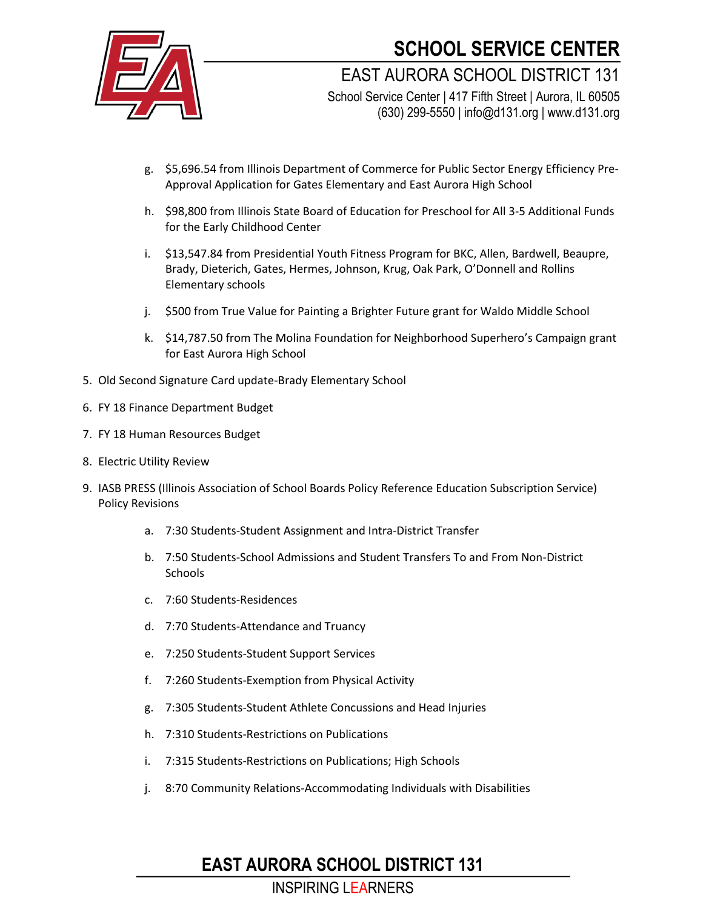g. $5,696.54 from Illinois Department of Commerce for Public Sector Energy Efficiency Pre-Approval Application for Gates Elementary and East Aurora High School

   h. $98,800 from Illinois State Board of Education for Preschool for All 3-5 Additional Funds for the Early Childhood Center

   i. $13,547.84 from Presidential Youth Fitness Program for BKC, Allen, Bardwell, Beaupre, Brady, Dieterich, Gates, Hermes, Johnson, Krug, Oak Park, O'Donnell and Rollins Elementary schools

   j. $500 from True Value for Painting a Brighter Future grant for Waldo Middle School

   k. $14,787.50 from The Molina Foundation for Neighborhood Superhero's Campaign grant for East Aurora High School

5. Old Second Signature Card update-Brady Elementary School

6. FY 18 Finance Department Budget

7. FY 18 Human Resources Budget

8. Electric Utility Review

9. IASB PRESS (Illinois Association of School Boards Policy Reference Education Subscription Service) Policy Revisions

   a. 7:30 Students-Student Assignment and Intra-District Transfer

   b. 7:50 Students-School Admissions and Student Transfers To and From Non-District Schools

   c. 7:60 Students-Residences

   d. 7:70 Students-Attendance and Truancy

   e. 7:250 Students-Student Support Services

   f. 7:260 Students-Exemption from Physical Activity

   g. 7:305 Students-Student Athlete Concussions and Head Injuries

   h. 7:310 Students-Restrictions on Publications

   i. 7:315 Students-Restrictions on Publications; High Schools

   j. 8:70 Community Relations-Accommodating Individuals with Disabilities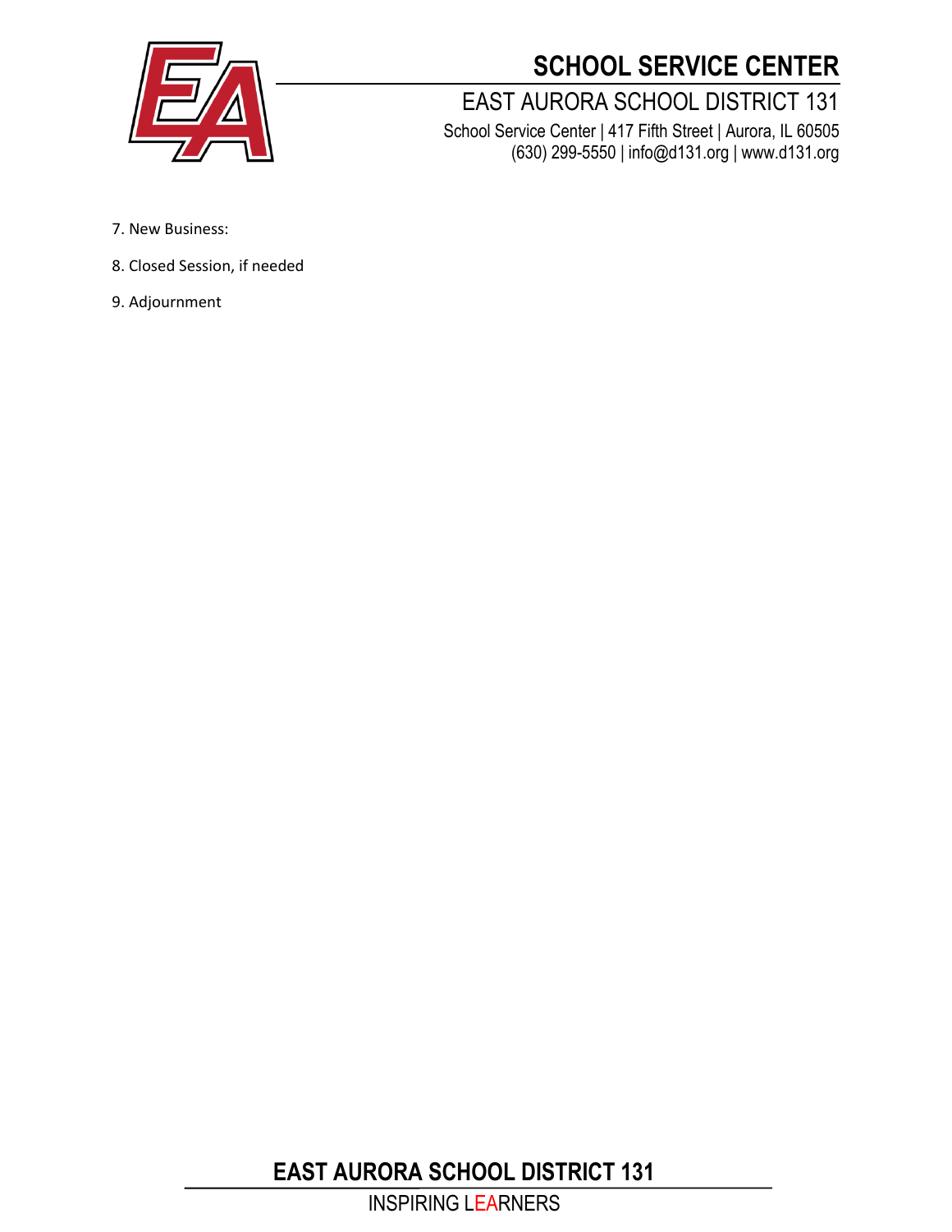7. New Business:

8. Closed Session, if needed

9. Adjournment